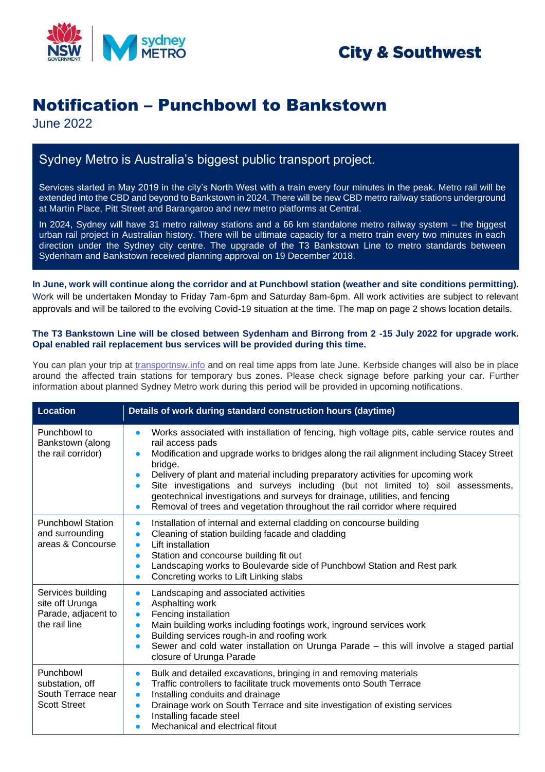City & Southwest

# Notification – Punchbowl to Bankstown

June 2022

## Sydney Metro is Australia's biggest public transport project.

Services started in May 2019 in the city's North West with a train every four minutes in the peak. Metro rail will be extended into the CBD and beyond to Bankstown in 2024. There will be new CBD metro railway stations underground at Martin Place, Pitt Street and Barangaroo and new metro platforms at Central.

In 2024, Sydney will have 31 metro railway stations and a 66 km standalone metro railway system – the biggest urban rail project in Australian history. There will be ultimate capacity for a metro train every two minutes in each direction under the Sydney city centre. The upgrade of the T3 Bankstown Line to metro standards between Sydenham and Bankstown received planning approval on 19 December 2018.

**In June, work will continue along the corridor and at Punchbowl station (weather and site conditions permitting).** Work will be undertaken Monday to Friday 7am-6pm and Saturday 8am-6pm. All work activities are subject to relevant approvals and will be tailored to the evolving Covid-19 situation at the time. The map on page 2 shows location details.

**The T3 Bankstown Line will be closed between Sydenham and Birrong from 2 -15 July 2022 for upgrade work. Opal enabled rail replacement bus services will be provided during this time.**

You can plan your trip at [transportnsw.info](transportnsw.info) and on real time apps from late June. Kerbside changes will also be in place around the affected train stations for temporary bus zones. Please check signage before parking your car. Further information about planned Sydney Metro work during this period will be provided in upcoming notifications.

| Location | Details of work during standard construction hours (daytime) |
|---|---|
| Punchbowl to Bankstown (along the rail corridor) | • Works associated with installation of fencing, high voltage pits, cable service routes and rail access pads<br>• Modification and upgrade works to bridges along the rail alignment including Stacey Street bridge.<br>• Delivery of plant and material including preparatory activities for upcoming work<br>• Site investigations and surveys including (but not limited to) soil assessments, geotechnical investigations and surveys for drainage, utilities, and fencing<br>• Removal of trees and vegetation throughout the rail corridor where required |
| Punchbowl Station and surrounding areas & Concourse | • Installation of internal and external cladding on concourse building<br>• Cleaning of station building facade and cladding<br>• Lift installation<br>• Station and concourse building fit out<br>• Landscaping works to Boulevarde side of Punchbowl Station and Rest park<br>• Concreting works to Lift Linking slabs |
| Services building site off Urunga Parade, adjacent to the rail line | • Landscaping and associated activities<br>• Asphalting work<br>• Fencing installation<br>• Main building works including footings work, inground services work<br>• Building services rough-in and roofing work<br>• Sewer and cold water installation on Urunga Parade – this will involve a staged partial closure of Urunga Parade |
| Punchbowl substation, off South Terrace near Scott Street | • Bulk and detailed excavations, bringing in and removing materials<br>• Traffic controllers to facilitate truck movements onto South Terrace<br>• Installing conduits and drainage<br>• Drainage work on South Terrace and site investigation of existing services<br>• Installing facade steel<br>• Mechanical and electrical fitout |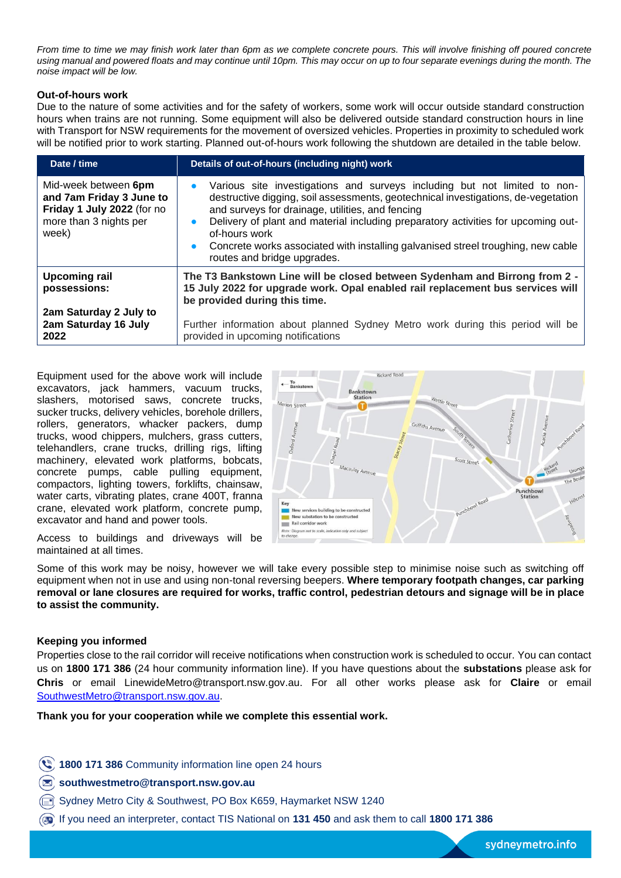*From time to time we may finish work later than 6pm as we complete concrete pours. This will involve finishing off poured concrete using manual and powered floats and may continue until 10pm. This may occur on up to four separate evenings during the month. The noise impact will be low.*

**Out-of-hours work**

Due to the nature of some activities and for the safety of workers, some work will occur outside standard construction hours when trains are not running. Some equipment will also be delivered outside standard construction hours in line with Transport for NSW requirements for the movement of oversized vehicles. Properties in proximity to scheduled work will be notified prior to work starting. Planned out-of-hours work following the shutdown are detailed in the table below.

| Date / time | Details of out-of-hours (including night) work |
|---|---|
| Mid-week between **6pm and 7am Friday 3 June to Friday 1 July 2022** (for no more than 3 nights per week) | • Various site investigations and surveys including but not limited to non-destructive digging, soil assessments, geotechnical investigations, de-vegetation and surveys for drainage, utilities, and fencing<br>• Delivery of plant and material including preparatory activities for upcoming out-of-hours work<br>• Concrete works associated with installing galvanised streel troughing, new cable routes and bridge upgrades. |
| **Upcoming rail possessions:**<br><br>**2am Saturday 2 July to 2am Saturday 16 July 2022** | **The T3 Bankstown Line will be closed between Sydenham and Birrong from 2 - 15 July 2022 for upgrade work. Opal enabled rail replacement bus services will be provided during this time.**<br><br>Further information about planned Sydney Metro work during this period will be provided in upcoming notifications |

Equipment used for the above work will include excavators, jack hammers, vacuum trucks, slashers, motorised saws, concrete trucks, sucker trucks, delivery vehicles, borehole drillers, rollers, generators, whacker packers, dump trucks, wood chippers, mulchers, grass cutters, telehandlers, crane trucks, drilling rigs, lifting machinery, elevated work platforms, bobcats, concrete pumps, cable pulling equipment, compactors, lighting towers, forklifts, chainsaw, water carts, vibrating plates, crane 400T, franna crane, elevated work platform, concrete pump, excavator and hand and power tools.

Access to buildings and driveways will be maintained at all times.

Key
New services building to be constructed
New substation to be constructed
Rail corridor work
Note: Diagram not to scale, indicative only and subject to change.

Some of this work may be noisy, however we will take every possible step to minimise noise such as switching off equipment when not in use and using non-tonal reversing beepers. **Where temporary footpath changes, car parking removal or lane closures are required for works, traffic control, pedestrian detours and signage will be in place to assist the community.**

**Keeping you informed**

Properties close to the rail corridor will receive notifications when construction work is scheduled to occur. You can contact us on **1800 171 386** (24 hour community information line). If you have questions about the **substations** please ask for **Chris** or email LinewideMetro@transport.nsw.gov.au. For all other works please ask for **Claire** or email SouthwestMetro@transport.nsw.gov.au.

**Thank you for your cooperation while we complete this essential work.**

**1800 171 386** Community information line open 24 hours

**southwestmetro@transport.nsw.gov.au**

Sydney Metro City & Southwest, PO Box K659, Haymarket NSW 1240

If you need an interpreter, contact TIS National on **131 450** and ask them to call **1800 171 386**

sydneymetro.info